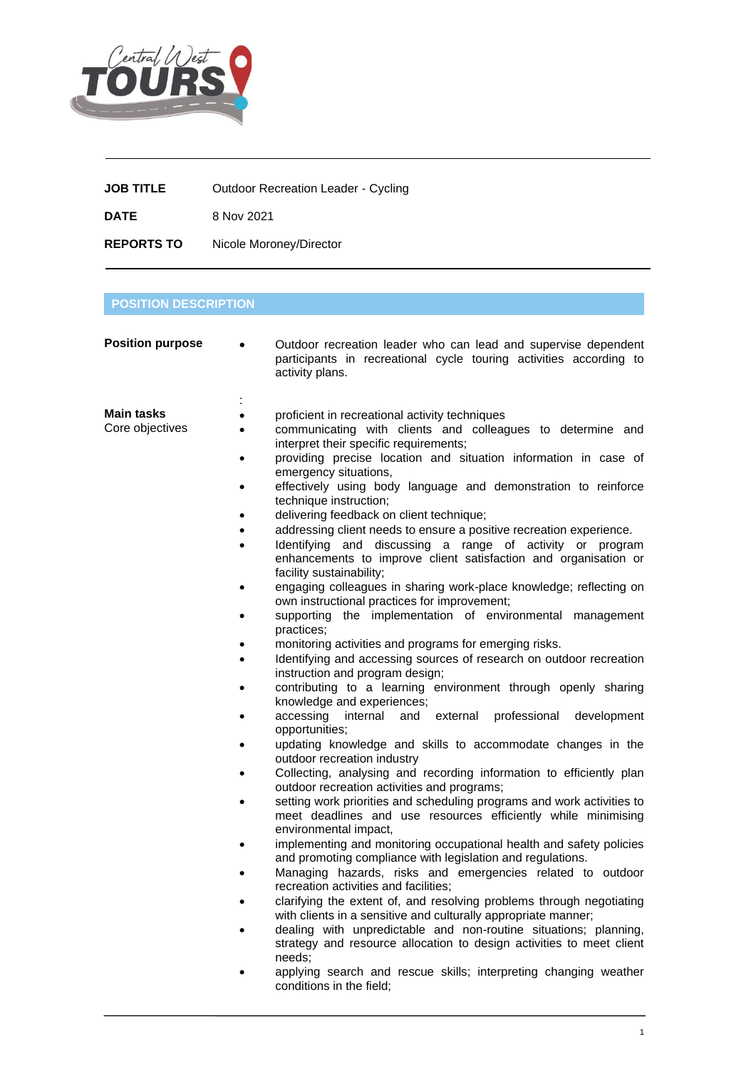| | |
|---|---|
| **JOB TITLE** | Outdoor Recreation Leader - Cycling |
| **DATE** | 8 Nov 2021 |
| **REPORTS TO** | Nicole Moroney/Director |

## POSITION DESCRIPTION

**Position purpose**

- Outdoor recreation leader who can lead and supervise dependent participants in recreational cycle touring activities according to activity plans.

:

**Main tasks**
Core objectives

- proficient in recreational activity techniques
- communicating with clients and colleagues to determine and interpret their specific requirements;
- providing precise location and situation information in case of emergency situations,
- effectively using body language and demonstration to reinforce technique instruction;
- delivering feedback on client technique;
- addressing client needs to ensure a positive recreation experience.
- Identifying and discussing a range of activity or program enhancements to improve client satisfaction and organisation or facility sustainability;
- engaging colleagues in sharing work-place knowledge; reflecting on own instructional practices for improvement;
- supporting the implementation of environmental management practices;
- monitoring activities and programs for emerging risks.
- Identifying and accessing sources of research on outdoor recreation instruction and program design;
- contributing to a learning environment through openly sharing knowledge and experiences;
- accessing internal and external professional development opportunities;
- updating knowledge and skills to accommodate changes in the outdoor recreation industry
- Collecting, analysing and recording information to efficiently plan outdoor recreation activities and programs;
- setting work priorities and scheduling programs and work activities to meet deadlines and use resources efficiently while minimising environmental impact,
- implementing and monitoring occupational health and safety policies and promoting compliance with legislation and regulations.
- Managing hazards, risks and emergencies related to outdoor recreation activities and facilities;
- clarifying the extent of, and resolving problems through negotiating with clients in a sensitive and culturally appropriate manner;
- dealing with unpredictable and non-routine situations; planning, strategy and resource allocation to design activities to meet client needs;
- applying search and rescue skills; interpreting changing weather conditions in the field;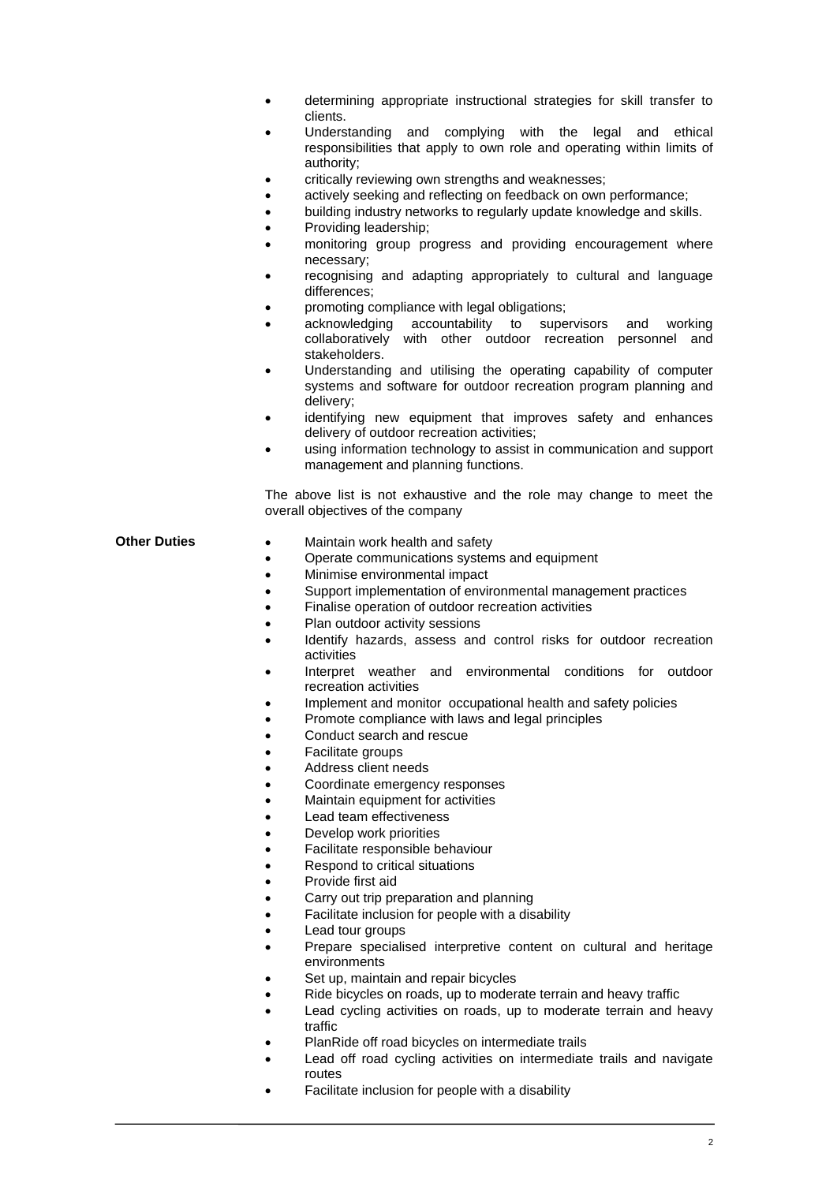- determining appropriate instructional strategies for skill transfer to clients.
- Understanding and complying with the legal and ethical responsibilities that apply to own role and operating within limits of authority;
- critically reviewing own strengths and weaknesses;
- actively seeking and reflecting on feedback on own performance;
- building industry networks to regularly update knowledge and skills.
- Providing leadership;
- monitoring group progress and providing encouragement where necessary;
- recognising and adapting appropriately to cultural and language differences;
- promoting compliance with legal obligations;
- acknowledging accountability to supervisors and working collaboratively with other outdoor recreation personnel and stakeholders.
- Understanding and utilising the operating capability of computer systems and software for outdoor recreation program planning and delivery;
- identifying new equipment that improves safety and enhances delivery of outdoor recreation activities;
- using information technology to assist in communication and support management and planning functions.

The above list is not exhaustive and the role may change to meet the overall objectives of the company

**Other Duties**

- Maintain work health and safety
- Operate communications systems and equipment
- Minimise environmental impact
- Support implementation of environmental management practices
- Finalise operation of outdoor recreation activities
- Plan outdoor activity sessions
- Identify hazards, assess and control risks for outdoor recreation activities
- Interpret weather and environmental conditions for outdoor recreation activities
- Implement and monitor occupational health and safety policies
- Promote compliance with laws and legal principles
- Conduct search and rescue
- Facilitate groups
- Address client needs
- Coordinate emergency responses
- Maintain equipment for activities
- Lead team effectiveness
- Develop work priorities
- Facilitate responsible behaviour
- Respond to critical situations
- Provide first aid
- Carry out trip preparation and planning
- Facilitate inclusion for people with a disability
- Lead tour groups
- Prepare specialised interpretive content on cultural and heritage environments
- Set up, maintain and repair bicycles
- Ride bicycles on roads, up to moderate terrain and heavy traffic
- Lead cycling activities on roads, up to moderate terrain and heavy traffic
- PlanRide off road bicycles on intermediate trails
- Lead off road cycling activities on intermediate trails and navigate routes
- Facilitate inclusion for people with a disability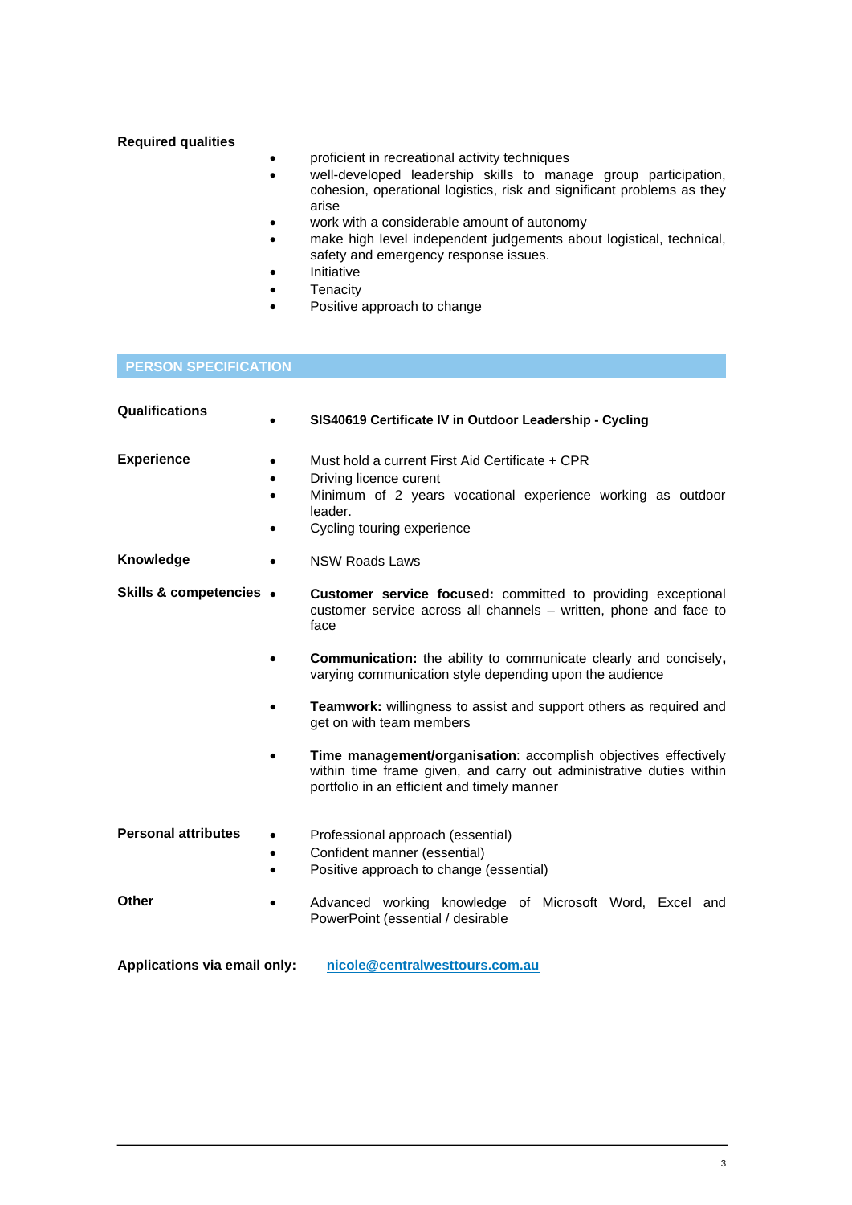**Required qualities**

- proficient in recreational activity techniques
- well-developed leadership skills to manage group participation, cohesion, operational logistics, risk and significant problems as they arise
- work with a considerable amount of autonomy
- make high level independent judgements about logistical, technical, safety and emergency response issues.
- Initiative
- Tenacity
- Positive approach to change

## PERSON SPECIFICATION

**Qualifications**

- **SIS40619 Certificate IV in Outdoor Leadership - Cycling**

**Experience**

- Must hold a current First Aid Certificate + CPR
- Driving licence curent
- Minimum of 2 years vocational experience working as outdoor leader.
- Cycling touring experience

**Knowledge**

- NSW Roads Laws

**Skills & competencies**

- **Customer service focused:** committed to providing exceptional customer service across all channels – written, phone and face to face
- **Communication:** the ability to communicate clearly and concisely**,** varying communication style depending upon the audience
- **Teamwork:** willingness to assist and support others as required and get on with team members
- **Time management/organisation**: accomplish objectives effectively within time frame given, and carry out administrative duties within portfolio in an efficient and timely manner

**Personal attributes**

- Professional approach (essential)
- Confident manner (essential)
- Positive approach to change (essential)

**Other**

- Advanced working knowledge of Microsoft Word, Excel and PowerPoint (essential / desirable

**Applications via email only:** nicole@centralwesttours.com.au